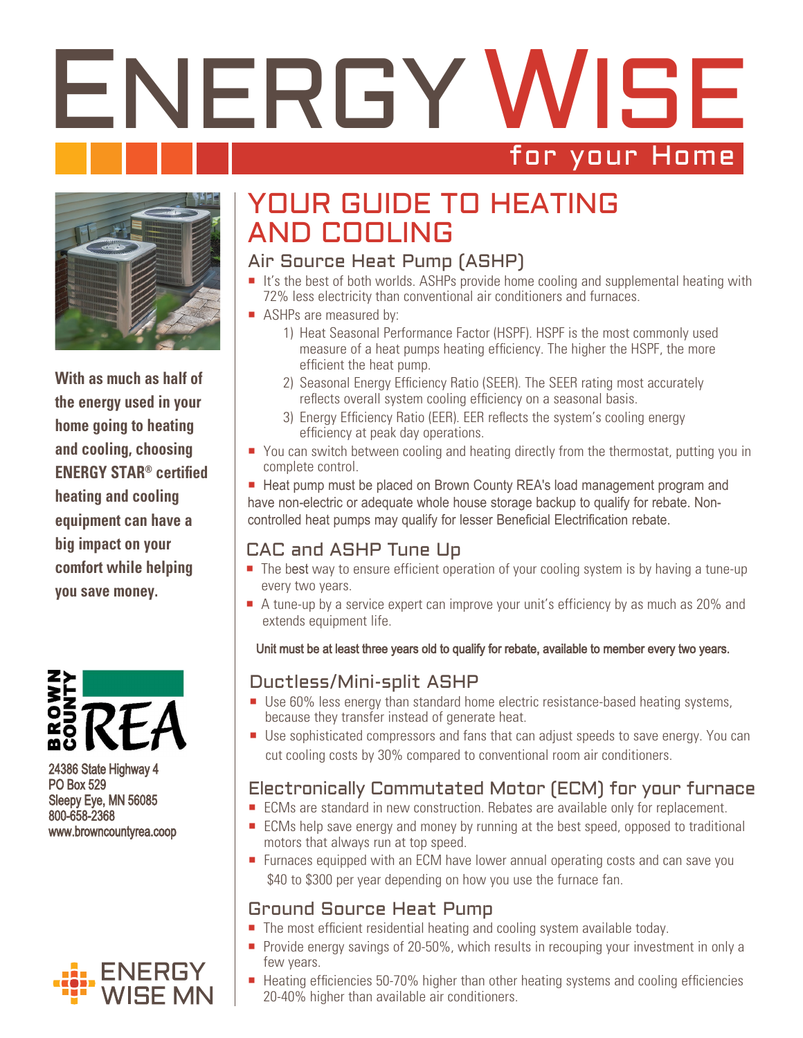# ENERGY WISE

for your Home

**With as much as half of the energy used in your home going to heating and cooling, choosing ENERGY STAR® certified heating and cooling equipment can have a big impact on your comfort while helping you save money.**

BROWN COUNTY REA

24386 State Highway 4
PO Box 529
Sleepy Eye, MN 56085
800-658-2368
www.browncountyrea.coop

ENERGY WISE MN

## YOUR GUIDE TO HEATING AND COOLING

### Air Source Heat Pump (ASHP)

- It's the best of both worlds. ASHPs provide home cooling and supplemental heating with 72% less electricity than conventional air conditioners and furnaces.
- ASHPs are measured by:
  1) Heat Seasonal Performance Factor (HSPF). HSPF is the most commonly used measure of a heat pumps heating efficiency. The higher the HSPF, the more efficient the heat pump.
  2) Seasonal Energy Efficiency Ratio (SEER). The SEER rating most accurately reflects overall system cooling efficiency on a seasonal basis.
  3) Energy Efficiency Ratio (EER). EER reflects the system's cooling energy efficiency at peak day operations.
- You can switch between cooling and heating directly from the thermostat, putting you in complete control.
- Heat pump must be placed on Brown County REA's load management program and have non-electric or adequate whole house storage backup to qualify for rebate. Non-controlled heat pumps may qualify for lesser Beneficial Electrification rebate.

### CAC and ASHP Tune Up

- The best way to ensure efficient operation of your cooling system is by having a tune-up every two years.
- A tune-up by a service expert can improve your unit's efficiency by as much as 20% and extends equipment life.

**Unit must be at least three years old to qualify for rebate, available to member every two years.**

### Ductless/Mini-split ASHP

- Use 60% less energy than standard home electric resistance-based heating systems, because they transfer instead of generate heat.
- Use sophisticated compressors and fans that can adjust speeds to save energy. You can cut cooling costs by 30% compared to conventional room air conditioners.

### Electronically Commutated Motor (ECM) for your furnace

- ECMs are standard in new construction. Rebates are available only for replacement.
- ECMs help save energy and money by running at the best speed, opposed to traditional motors that always run at top speed.
- Furnaces equipped with an ECM have lower annual operating costs and can save you $40 to $300 per year depending on how you use the furnace fan.

### Ground Source Heat Pump

- The most efficient residential heating and cooling system available today.
- Provide energy savings of 20-50%, which results in recouping your investment in only a few years.
- Heating efficiencies 50-70% higher than other heating systems and cooling efficiencies 20-40% higher than available air conditioners.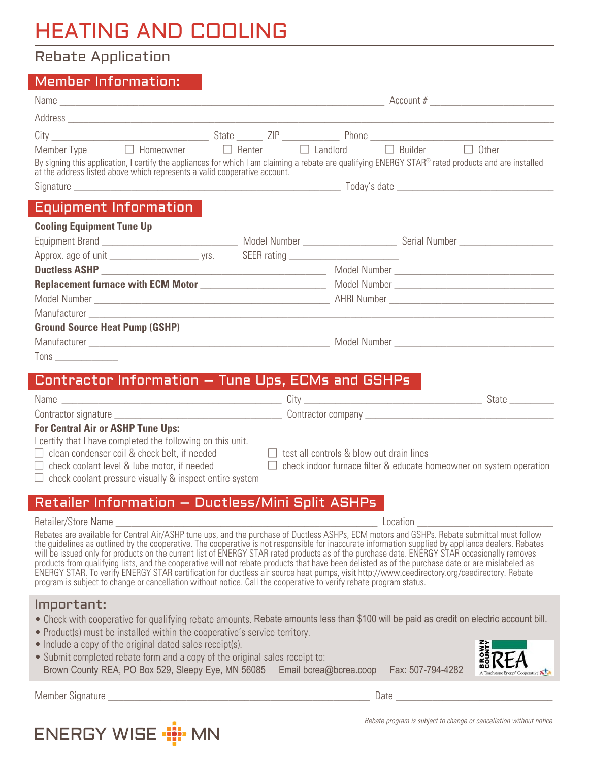# HEATING AND COOLING

## Rebate Application

### Member Information:

Name ______________________________ Account # ______________

Address ______________________________

City ______________ State ______ ZIP ______ Phone ______________

Member Type ☐ Homeowner ☐ Renter ☐ Landlord ☐ Builder ☐ Other

By signing this application, I certify the appliances for which I am claiming a rebate are qualifying ENERGY STAR® rated products and are installed at the address listed above which represents a valid cooperative account.

Signature ______________________________ Today's date ______________

### Equipment Information

**Cooling Equipment Tune Up**

Equipment Brand ______________ Model Number ______________ Serial Number ______________

Approx. age of unit ______________ yrs. SEER rating ______________

**Ductless ASHP** ______________ Model Number ______________

**Replacement furnace with ECM Motor** ______________ Model Number ______________

Model Number ______________ AHRI Number ______________

Manufacturer ______________________________

**Ground Source Heat Pump (GSHP)**

Manufacturer ______________ Model Number ______________

Tons ______________

### Contractor Information – Tune Ups, ECMs and GSHPs

Name ______________ City ______________ State ______

Contractor signature ______________ Contractor company ______________

**For Central Air or ASHP Tune Ups:**

I certify that I have completed the following on this unit.

☐ clean condenser coil & check belt, if needed

☐ check coolant level & lube motor, if needed

☐ check coolant pressure visually & inspect entire system

☐ test all controls & blow out drain lines

☐ check indoor furnace filter & educate homeowner on system operation

### Retailer Information – Ductless/Mini Split ASHPs

Retailer/Store Name ______________________________ Location ______________

Rebates are available for Central Air/ASHP tune ups, and the purchase of Ductless ASHPs, ECM motors and GSHPs. Rebate submittal must follow the guidelines as outlined by the cooperative. The cooperative is not responsible for inaccurate information supplied by appliance dealers. Rebates will be issued only for products on the current list of ENERGY STAR rated products as of the purchase date. ENERGY STAR occasionally removes products from qualifying lists, and the cooperative will not rebate products that have been delisted as of the purchase date or are mislabeled as ENERGY STAR. To verify ENERGY STAR certification for ductless air source heat pumps, visit http://www.ceedirectory.org/ceedirectory. Rebate program is subject to change or cancellation without notice. Call the cooperative to verify rebate program status.

### Important:

- Check with cooperative for qualifying rebate amounts. Rebate amounts less than $100 will be paid as credit on electric account bill.
- Product(s) must be installed within the cooperative's service territory.
- Include a copy of the original dated sales receipt(s).
- Submit completed rebate form and a copy of the original sales receipt to:
  Brown County REA, PO Box 529, Sleepy Eye, MN 56085 Email bcrea@bcrea.coop Fax: 507-794-4282

BROWN COUNTY REA — A Touchstone Energy® Cooperative

Member Signature ______________________________ Date ______________

*Rebate program is subject to change or cancellation without notice.*

ENERGY WISE MN